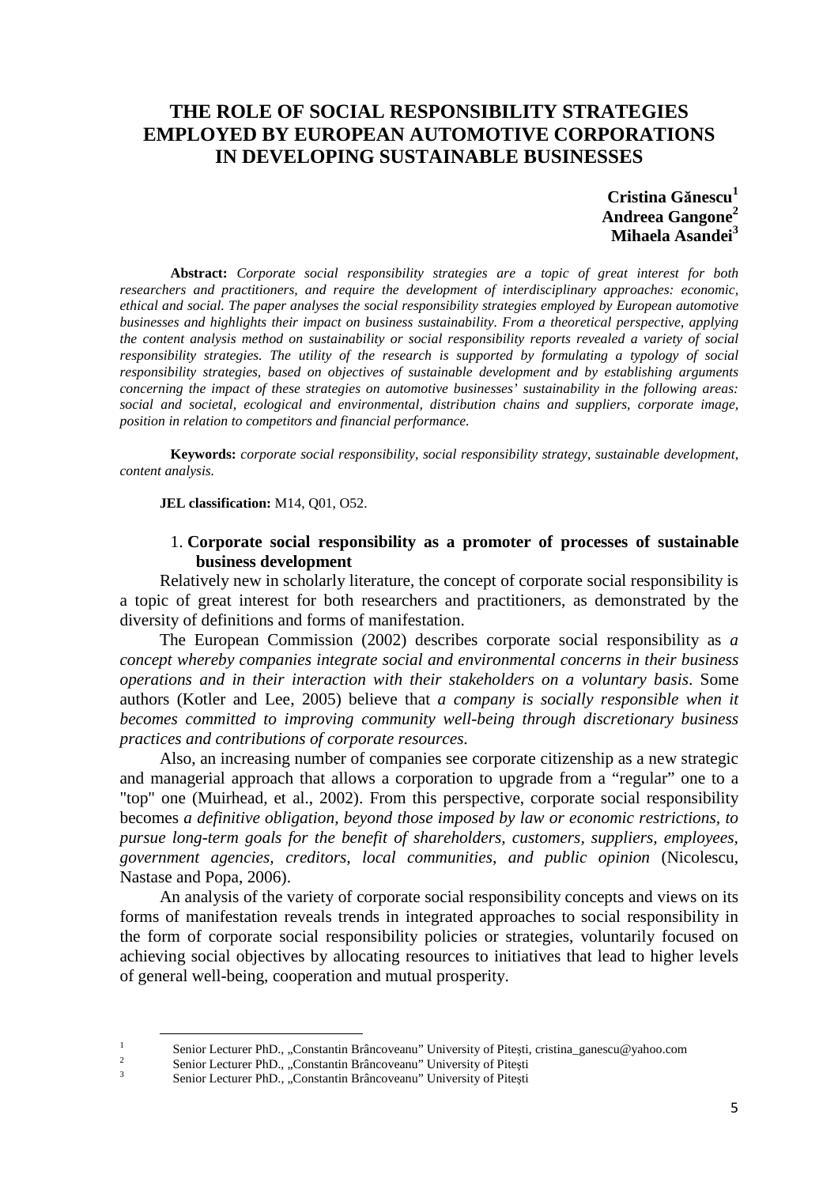# THE ROLE OF SOCIAL RESPONSIBILITY STRATEGIES EMPLOYED BY EUROPEAN AUTOMOTIVE CORPORATIONS IN DEVELOPING SUSTAINABLE BUSINESSES

**Cristina Gănescu[1]**
**Andreea Gangone[2]**
**Mihaela Asandei[3]**

**Abstract:** *Corporate social responsibility strategies are a topic of great interest for both researchers and practitioners, and require the development of interdisciplinary approaches: economic, ethical and social. The paper analyses the social responsibility strategies employed by European automotive businesses and highlights their impact on business sustainability. From a theoretical perspective, applying the content analysis method on sustainability or social responsibility reports revealed a variety of social responsibility strategies. The utility of the research is supported by formulating a typology of social responsibility strategies, based on objectives of sustainable development and by establishing arguments concerning the impact of these strategies on automotive businesses' sustainability in the following areas: social and societal, ecological and environmental, distribution chains and suppliers, corporate image, position in relation to competitors and financial performance.*

**Keywords:** *corporate social responsibility, social responsibility strategy, sustainable development, content analysis.*

**JEL classification:** M14, Q01, O52.

## 1. Corporate social responsibility as a promoter of processes of sustainable business development

Relatively new in scholarly literature, the concept of corporate social responsibility is a topic of great interest for both researchers and practitioners, as demonstrated by the diversity of definitions and forms of manifestation.

The European Commission (2002) describes corporate social responsibility as *a concept whereby companies integrate social and environmental concerns in their business operations and in their interaction with their stakeholders on a voluntary basis*. Some authors (Kotler and Lee, 2005) believe that *a company is socially responsible when it becomes committed to improving community well-being through discretionary business practices and contributions of corporate resources*.

Also, an increasing number of companies see corporate citizenship as a new strategic and managerial approach that allows a corporation to upgrade from a "regular" one to a "top" one (Muirhead, et al., 2002). From this perspective, corporate social responsibility becomes *a definitive obligation, beyond those imposed by law or economic restrictions, to pursue long-term goals for the benefit of shareholders, customers, suppliers, employees, government agencies, creditors, local communities, and public opinion* (Nicolescu, Nastase and Popa, 2006).

An analysis of the variety of corporate social responsibility concepts and views on its forms of manifestation reveals trends in integrated approaches to social responsibility in the form of corporate social responsibility policies or strategies, voluntarily focused on achieving social objectives by allocating resources to initiatives that lead to higher levels of general well-being, cooperation and mutual prosperity.

---

[1] Senior Lecturer PhD., „Constantin Brâncoveanu" University of Piteşti, cristina_ganescu@yahoo.com

[2] Senior Lecturer PhD., „Constantin Brâncoveanu" University of Piteşti

[3] Senior Lecturer PhD., „Constantin Brâncoveanu" University of Piteşti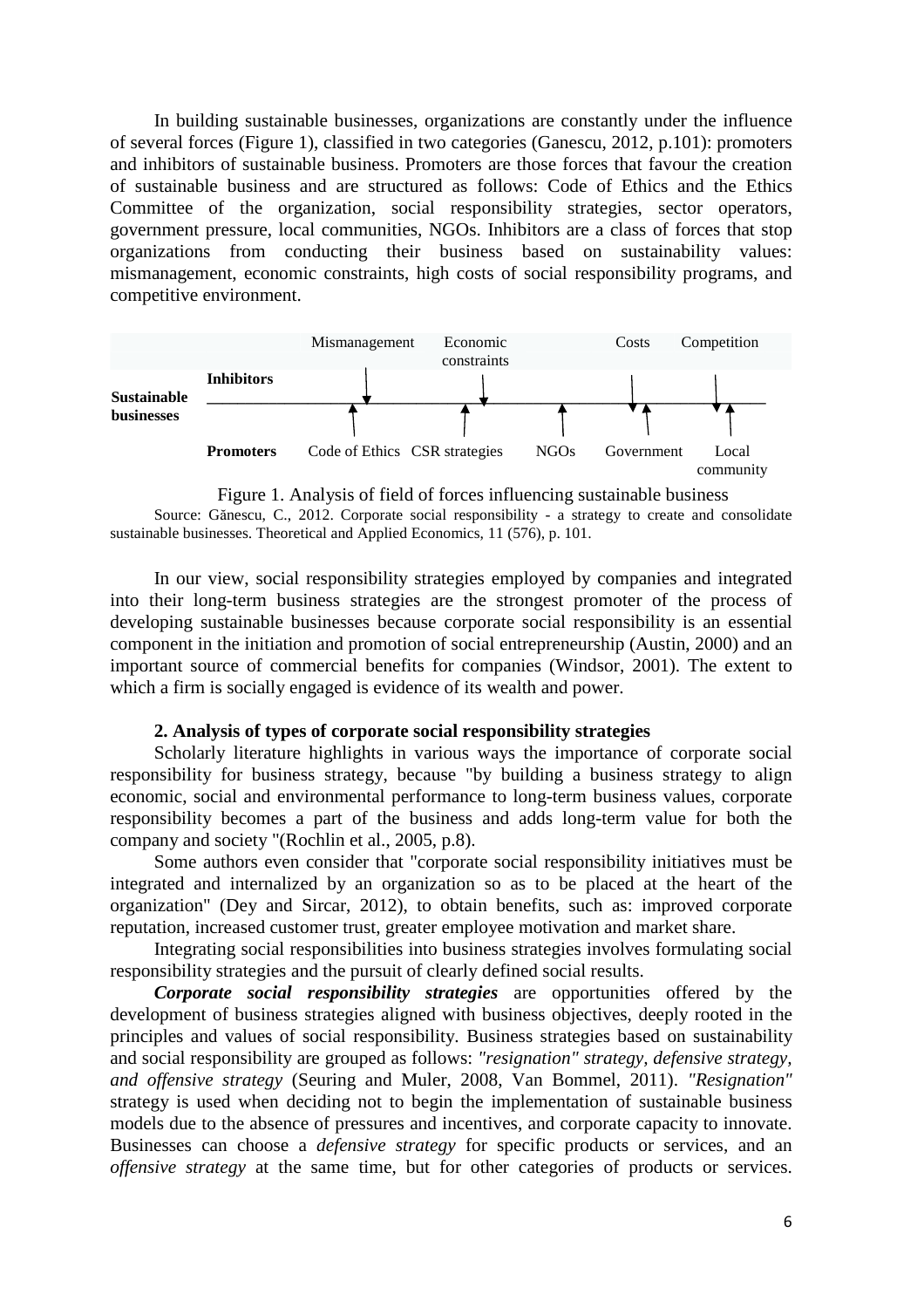In building sustainable businesses, organizations are constantly under the influence of several forces (Figure 1), classified in two categories (Ganescu, 2012, p.101): promoters and inhibitors of sustainable business. Promoters are those forces that favour the creation of sustainable business and are structured as follows: Code of Ethics and the Ethics Committee of the organization, social responsibility strategies, sector operators, government pressure, local communities, NGOs. Inhibitors are a class of forces that stop organizations from conducting their business based on sustainability values: mismanagement, economic constraints, high costs of social responsibility programs, and competitive environment.

**Sustainable businesses**

**Inhibitors:** Mismanagement, Economic constraints, Costs, Competition

**Promoters:** Code of Ethics, CSR strategies, NGOs, Government, Local community

Figure 1. Analysis of field of forces influencing sustainable business

Source: Gănescu, C., 2012. Corporate social responsibility - a strategy to create and consolidate sustainable businesses. Theoretical and Applied Economics, 11 (576), p. 101.

In our view, social responsibility strategies employed by companies and integrated into their long-term business strategies are the strongest promoter of the process of developing sustainable businesses because corporate social responsibility is an essential component in the initiation and promotion of social entrepreneurship (Austin, 2000) and an important source of commercial benefits for companies (Windsor, 2001). The extent to which a firm is socially engaged is evidence of its wealth and power.

## 2. Analysis of types of corporate social responsibility strategies

Scholarly literature highlights in various ways the importance of corporate social responsibility for business strategy, because "by building a business strategy to align economic, social and environmental performance to long-term business values, corporate responsibility becomes a part of the business and adds long-term value for both the company and society "(Rochlin et al., 2005, p.8).

Some authors even consider that "corporate social responsibility initiatives must be integrated and internalized by an organization so as to be placed at the heart of the organization" (Dey and Sircar, 2012), to obtain benefits, such as: improved corporate reputation, increased customer trust, greater employee motivation and market share.

Integrating social responsibilities into business strategies involves formulating social responsibility strategies and the pursuit of clearly defined social results.

***Corporate social responsibility strategies*** are opportunities offered by the development of business strategies aligned with business objectives, deeply rooted in the principles and values of social responsibility. Business strategies based on sustainability and social responsibility are grouped as follows: *"resignation" strategy, defensive strategy, and offensive strategy* (Seuring and Muler, 2008, Van Bommel, 2011). *"Resignation"* strategy is used when deciding not to begin the implementation of sustainable business models due to the absence of pressures and incentives, and corporate capacity to innovate. Businesses can choose a *defensive strategy* for specific products or services, and an *offensive strategy* at the same time, but for other categories of products or services.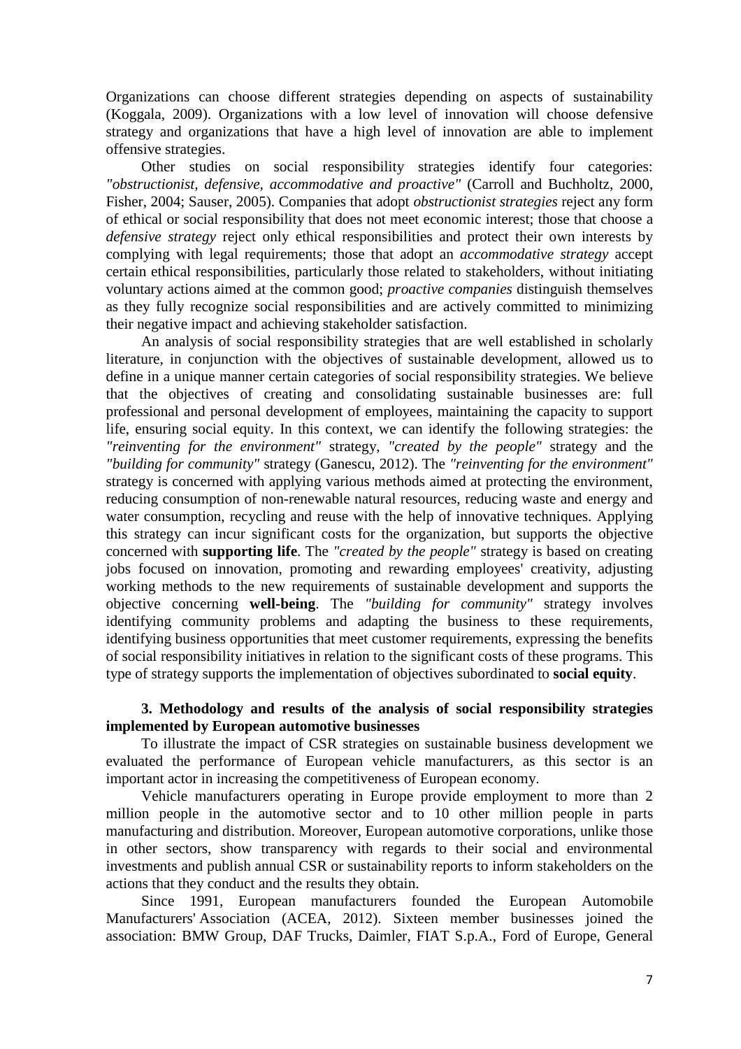Organizations can choose different strategies depending on aspects of sustainability (Koggala, 2009). Organizations with a low level of innovation will choose defensive strategy and organizations that have a high level of innovation are able to implement offensive strategies.

Other studies on social responsibility strategies identify four categories: *"obstructionist, defensive, accommodative and proactive"* (Carroll and Buchholtz, 2000, Fisher, 2004; Sauser, 2005). Companies that adopt *obstructionist strategies* reject any form of ethical or social responsibility that does not meet economic interest; those that choose a *defensive strategy* reject only ethical responsibilities and protect their own interests by complying with legal requirements; those that adopt an *accommodative strategy* accept certain ethical responsibilities, particularly those related to stakeholders, without initiating voluntary actions aimed at the common good; *proactive companies* distinguish themselves as they fully recognize social responsibilities and are actively committed to minimizing their negative impact and achieving stakeholder satisfaction.

An analysis of social responsibility strategies that are well established in scholarly literature, in conjunction with the objectives of sustainable development, allowed us to define in a unique manner certain categories of social responsibility strategies. We believe that the objectives of creating and consolidating sustainable businesses are: full professional and personal development of employees, maintaining the capacity to support life, ensuring social equity. In this context, we can identify the following strategies: the *"reinventing for the environment"* strategy, *"created by the people"* strategy and the *"building for community"* strategy (Ganescu, 2012). The *"reinventing for the environment"* strategy is concerned with applying various methods aimed at protecting the environment, reducing consumption of non-renewable natural resources, reducing waste and energy and water consumption, recycling and reuse with the help of innovative techniques. Applying this strategy can incur significant costs for the organization, but supports the objective concerned with **supporting life**. The *"created by the people"* strategy is based on creating jobs focused on innovation, promoting and rewarding employees' creativity, adjusting working methods to the new requirements of sustainable development and supports the objective concerning **well-being**. The *"building for community"* strategy involves identifying community problems and adapting the business to these requirements, identifying business opportunities that meet customer requirements, expressing the benefits of social responsibility initiatives in relation to the significant costs of these programs. This type of strategy supports the implementation of objectives subordinated to **social equity**.

### 3. Methodology and results of the analysis of social responsibility strategies implemented by European automotive businesses

To illustrate the impact of CSR strategies on sustainable business development we evaluated the performance of European vehicle manufacturers, as this sector is an important actor in increasing the competitiveness of European economy.

Vehicle manufacturers operating in Europe provide employment to more than 2 million people in the automotive sector and to 10 other million people in parts manufacturing and distribution. Moreover, European automotive corporations, unlike those in other sectors, show transparency with regards to their social and environmental investments and publish annual CSR or sustainability reports to inform stakeholders on the actions that they conduct and the results they obtain.

Since 1991, European manufacturers founded the European Automobile Manufacturers' Association (ACEA, 2012). Sixteen member businesses joined the association: BMW Group, DAF Trucks, Daimler, FIAT S.p.A., Ford of Europe, General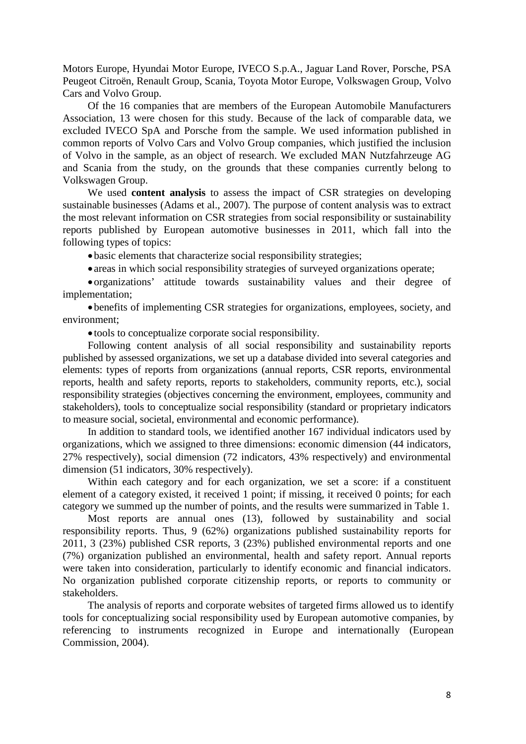Motors Europe, Hyundai Motor Europe, IVECO S.p.A., Jaguar Land Rover, Porsche, PSA Peugeot Citroën, Renault Group, Scania, Toyota Motor Europe, Volkswagen Group, Volvo Cars and Volvo Group.

Of the 16 companies that are members of the European Automobile Manufacturers Association, 13 were chosen for this study. Because of the lack of comparable data, we excluded IVECO SpA and Porsche from the sample. We used information published in common reports of Volvo Cars and Volvo Group companies, which justified the inclusion of Volvo in the sample, as an object of research. We excluded MAN Nutzfahrzeuge AG and Scania from the study, on the grounds that these companies currently belong to Volkswagen Group.

We used **content analysis** to assess the impact of CSR strategies on developing sustainable businesses (Adams et al., 2007). The purpose of content analysis was to extract the most relevant information on CSR strategies from social responsibility or sustainability reports published by European automotive businesses in 2011, which fall into the following types of topics:

- basic elements that characterize social responsibility strategies;
- areas in which social responsibility strategies of surveyed organizations operate;
- organizations' attitude towards sustainability values and their degree of implementation;
- benefits of implementing CSR strategies for organizations, employees, society, and environment;
- tools to conceptualize corporate social responsibility.

Following content analysis of all social responsibility and sustainability reports published by assessed organizations, we set up a database divided into several categories and elements: types of reports from organizations (annual reports, CSR reports, environmental reports, health and safety reports, reports to stakeholders, community reports, etc.), social responsibility strategies (objectives concerning the environment, employees, community and stakeholders), tools to conceptualize social responsibility (standard or proprietary indicators to measure social, societal, environmental and economic performance).

In addition to standard tools, we identified another 167 individual indicators used by organizations, which we assigned to three dimensions: economic dimension (44 indicators, 27% respectively), social dimension (72 indicators, 43% respectively) and environmental dimension (51 indicators, 30% respectively).

Within each category and for each organization, we set a score: if a constituent element of a category existed, it received 1 point; if missing, it received 0 points; for each category we summed up the number of points, and the results were summarized in Table 1.

Most reports are annual ones (13), followed by sustainability and social responsibility reports. Thus, 9 (62%) organizations published sustainability reports for 2011, 3 (23%) published CSR reports, 3 (23%) published environmental reports and one (7%) organization published an environmental, health and safety report. Annual reports were taken into consideration, particularly to identify economic and financial indicators. No organization published corporate citizenship reports, or reports to community or stakeholders.

The analysis of reports and corporate websites of targeted firms allowed us to identify tools for conceptualizing social responsibility used by European automotive companies, by referencing to instruments recognized in Europe and internationally (European Commission, 2004).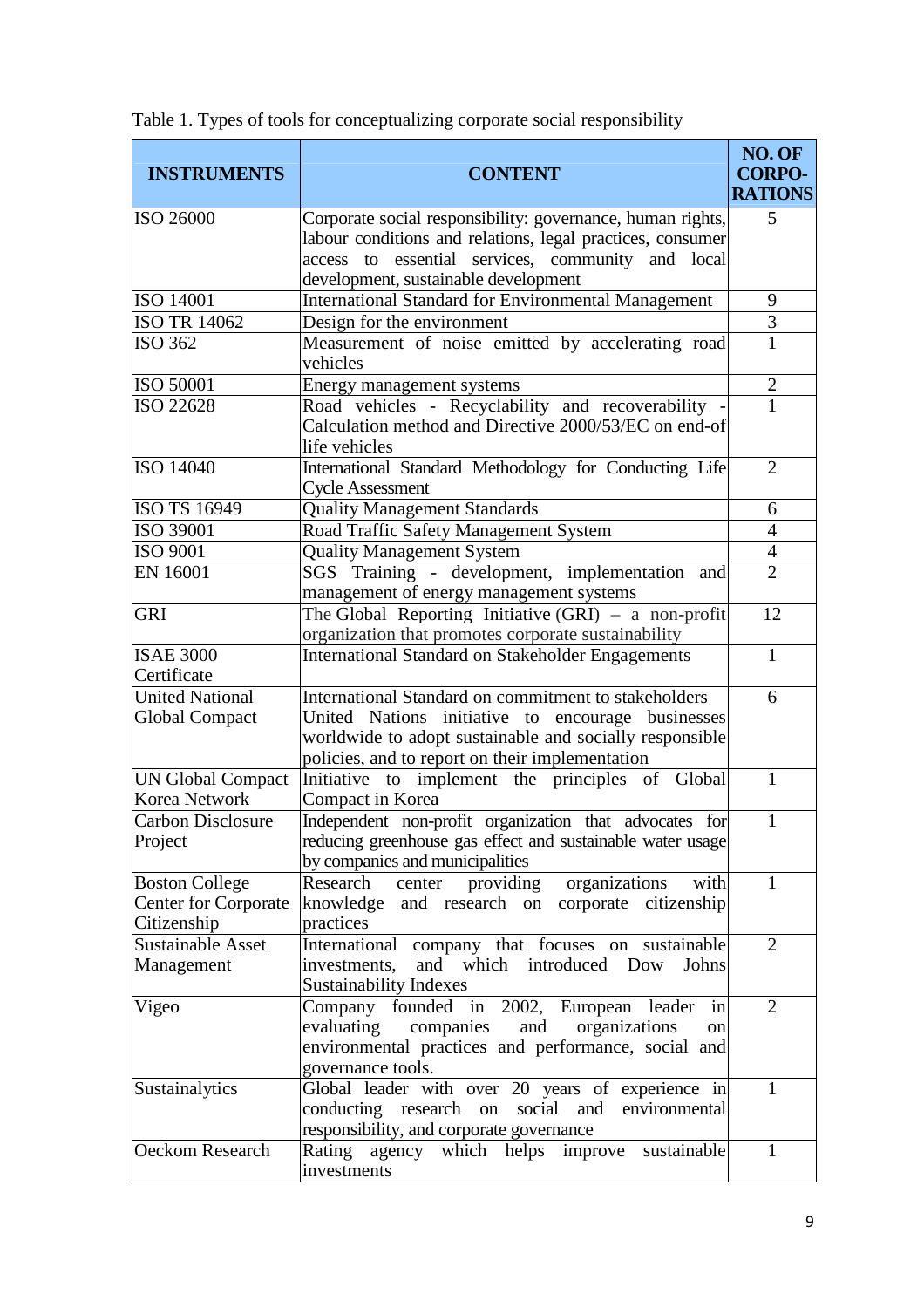Table 1. Types of tools for conceptualizing corporate social responsibility

| INSTRUMENTS | CONTENT | NO. OF CORPO-RATIONS |
|---|---|---|
| ISO 26000 | Corporate social responsibility: governance, human rights, labour conditions and relations, legal practices, consumer access to essential services, community and local development, sustainable development | 5 |
| ISO 14001 | International Standard for Environmental Management | 9 |
| ISO TR 14062 | Design for the environment | 3 |
| ISO 362 | Measurement of noise emitted by accelerating road vehicles | 1 |
| ISO 50001 | Energy management systems | 2 |
| ISO 22628 | Road vehicles - Recyclability and recoverability - Calculation method and Directive 2000/53/EC on end-of life vehicles | 1 |
| ISO 14040 | International Standard Methodology for Conducting Life Cycle Assessment | 2 |
| ISO TS 16949 | Quality Management Standards | 6 |
| ISO 39001 | Road Traffic Safety Management System | 4 |
| ISO 9001 | Quality Management System | 4 |
| EN 16001 | SGS Training - development, implementation and management of energy management systems | 2 |
| GRI | The Global Reporting Initiative (GRI) – a non-profit organization that promotes corporate sustainability | 12 |
| ISAE 3000 Certificate | International Standard on Stakeholder Engagements | 1 |
| United National Global Compact | International Standard on commitment to stakeholders United Nations initiative to encourage businesses worldwide to adopt sustainable and socially responsible policies, and to report on their implementation | 6 |
| UN Global Compact Korea Network | Initiative to implement the principles of Global Compact in Korea | 1 |
| Carbon Disclosure Project | Independent non-profit organization that advocates for reducing greenhouse gas effect and sustainable water usage by companies and municipalities | 1 |
| Boston College Center for Corporate Citizenship | Research center providing organizations with knowledge and research on corporate citizenship practices | 1 |
| Sustainable Asset Management | International company that focuses on sustainable investments, and which introduced Dow Johns Sustainability Indexes | 2 |
| Vigeo | Company founded in 2002, European leader in evaluating companies and organizations on environmental practices and performance, social and governance tools. | 2 |
| Sustainalytics | Global leader with over 20 years of experience in conducting research on social and environmental responsibility, and corporate governance | 1 |
| Oeckom Research | Rating agency which helps improve sustainable investments | 1 |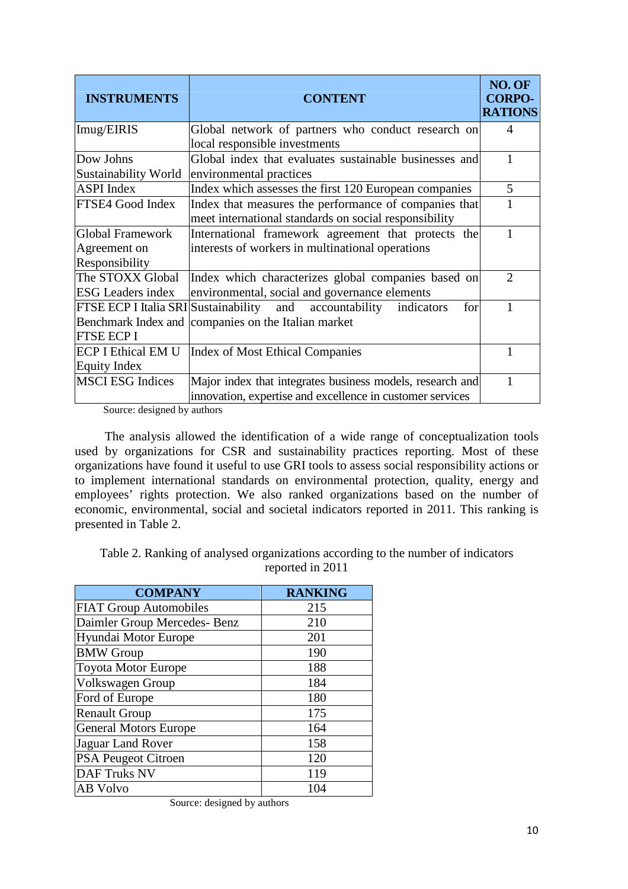| INSTRUMENTS | CONTENT | NO. OF CORPO-RATIONS |
|---|---|---|
| Imug/EIRIS | Global network of partners who conduct research on local responsible investments | 4 |
| Dow Johns Sustainability World | Global index that evaluates sustainable businesses and environmental practices | 1 |
| ASPI Index | Index which assesses the first 120 European companies | 5 |
| FTSE4 Good Index | Index that measures the performance of companies that meet international standards on social responsibility | 1 |
| Global Framework Agreement on Responsibility | International framework agreement that protects the interests of workers in multinational operations | 1 |
| The STOXX Global ESG Leaders index | Index which characterizes global companies based on environmental, social and governance elements | 2 |
| FTSE ECP I Italia SRI Benchmark Index and FTSE ECP I | Sustainability and accountability indicators for companies on the Italian market | 1 |
| ECP I Ethical EM U Equity Index | Index of Most Ethical Companies | 1 |
| MSCI ESG Indices | Major index that integrates business models, research and innovation, expertise and excellence in customer services | 1 |

Source: designed by authors

The analysis allowed the identification of a wide range of conceptualization tools used by organizations for CSR and sustainability practices reporting. Most of these organizations have found it useful to use GRI tools to assess social responsibility actions or to implement international standards on environmental protection, quality, energy and employees' rights protection. We also ranked organizations based on the number of economic, environmental, social and societal indicators reported in 2011. This ranking is presented in Table 2.

Table 2. Ranking of analysed organizations according to the number of indicators reported in 2011

| COMPANY | RANKING |
|---|---|
| FIAT Group Automobiles | 215 |
| Daimler Group Mercedes- Benz | 210 |
| Hyundai Motor Europe | 201 |
| BMW Group | 190 |
| Toyota Motor Europe | 188 |
| Volkswagen Group | 184 |
| Ford of Europe | 180 |
| Renault Group | 175 |
| General Motors Europe | 164 |
| Jaguar Land Rover | 158 |
| PSA Peugeot Citroen | 120 |
| DAF Truks NV | 119 |
| AB Volvo | 104 |

Source: designed by authors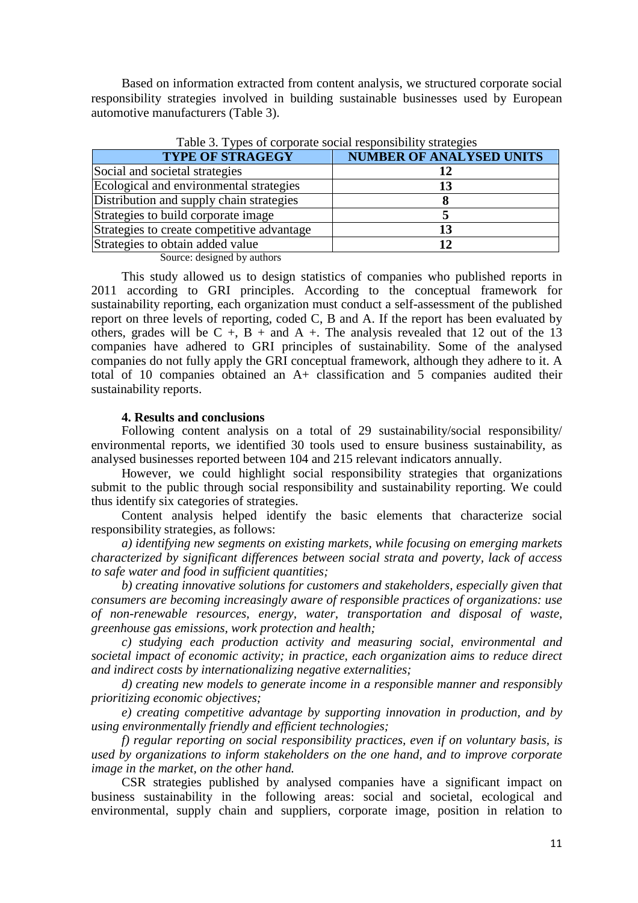Based on information extracted from content analysis, we structured corporate social responsibility strategies involved in building sustainable businesses used by European automotive manufacturers (Table 3).

Table 3. Types of corporate social responsibility strategies

| TYPE OF STRAGEGY | NUMBER OF ANALYSED UNITS |
| --- | --- |
| Social and societal strategies | **12** |
| Ecological and environmental strategies | **13** |
| Distribution and supply chain strategies | **8** |
| Strategies to build corporate image | **5** |
| Strategies to create competitive advantage | **13** |
| Strategies to obtain added value | **12** |

Source: designed by authors

This study allowed us to design statistics of companies who published reports in 2011 according to GRI principles. According to the conceptual framework for sustainability reporting, each organization must conduct a self-assessment of the published report on three levels of reporting, coded C, B and A. If the report has been evaluated by others, grades will be C +, B + and A +. The analysis revealed that 12 out of the 13 companies have adhered to GRI principles of sustainability. Some of the analysed companies do not fully apply the GRI conceptual framework, although they adhere to it. A total of 10 companies obtained an A+ classification and 5 companies audited their sustainability reports.

#### 4. Results and conclusions

Following content analysis on a total of 29 sustainability/social responsibility/ environmental reports, we identified 30 tools used to ensure business sustainability, as analysed businesses reported between 104 and 215 relevant indicators annually.

However, we could highlight social responsibility strategies that organizations submit to the public through social responsibility and sustainability reporting. We could thus identify six categories of strategies.

Content analysis helped identify the basic elements that characterize social responsibility strategies, as follows:

*a) identifying new segments on existing markets, while focusing on emerging markets characterized by significant differences between social strata and poverty, lack of access to safe water and food in sufficient quantities;*

*b) creating innovative solutions for customers and stakeholders, especially given that consumers are becoming increasingly aware of responsible practices of organizations: use of non-renewable resources, energy, water, transportation and disposal of waste, greenhouse gas emissions, work protection and health;*

*c) studying each production activity and measuring social, environmental and societal impact of economic activity; in practice, each organization aims to reduce direct and indirect costs by internationalizing negative externalities;*

*d) creating new models to generate income in a responsible manner and responsibly prioritizing economic objectives;*

*e) creating competitive advantage by supporting innovation in production, and by using environmentally friendly and efficient technologies;*

*f) regular reporting on social responsibility practices, even if on voluntary basis, is used by organizations to inform stakeholders on the one hand, and to improve corporate image in the market, on the other hand.*

CSR strategies published by analysed companies have a significant impact on business sustainability in the following areas: social and societal, ecological and environmental, supply chain and suppliers, corporate image, position in relation to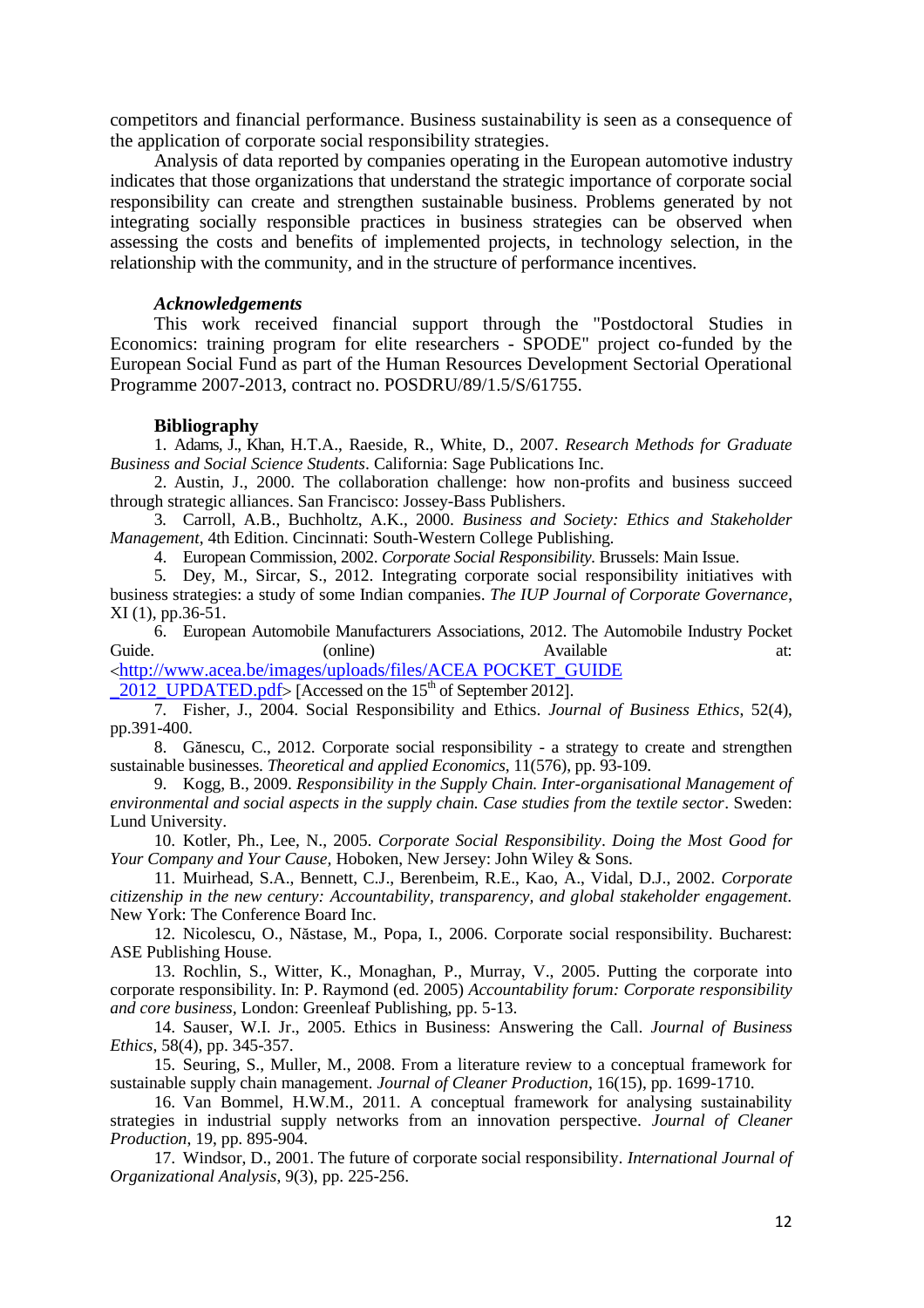competitors and financial performance. Business sustainability is seen as a consequence of the application of corporate social responsibility strategies.

Analysis of data reported by companies operating in the European automotive industry indicates that those organizations that understand the strategic importance of corporate social responsibility can create and strengthen sustainable business. Problems generated by not integrating socially responsible practices in business strategies can be observed when assessing the costs and benefits of implemented projects, in technology selection, in the relationship with the community, and in the structure of performance incentives.

### *Acknowledgements*

This work received financial support through the "Postdoctoral Studies in Economics: training program for elite researchers - SPODE" project co-funded by the European Social Fund as part of the Human Resources Development Sectorial Operational Programme 2007-2013, contract no. POSDRU/89/1.5/S/61755.

### Bibliography

1. Adams, J., Khan, H.T.A., Raeside, R., White, D., 2007. *Research Methods for Graduate Business and Social Science Students*. California: Sage Publications Inc.
2. Austin, J., 2000. The collaboration challenge: how non-profits and business succeed through strategic alliances. San Francisco: Jossey-Bass Publishers.
3. Carroll, A.B., Buchholtz, A.K., 2000. *Business and Society: Ethics and Stakeholder Management*, 4th Edition. Cincinnati: South-Western College Publishing.
4. European Commission, 2002. *Corporate Social Responsibility.* Brussels: Main Issue.
5. Dey, M., Sircar, S., 2012. Integrating corporate social responsibility initiatives with business strategies: a study of some Indian companies. *The IUP Journal of Corporate Governance*, XI (1), pp.36-51.
6. European Automobile Manufacturers Associations, 2012. The Automobile Industry Pocket Guide. (online) Available at: <http://www.acea.be/images/uploads/files/ACEA POCKET_GUIDE _2012_UPDATED.pdf> [Accessed on the 15th of September 2012].
7. Fisher, J., 2004. Social Responsibility and Ethics. *Journal of Business Ethics*, 52(4), pp.391-400.
8. Gănescu, C., 2012. Corporate social responsibility - a strategy to create and strengthen sustainable businesses. *Theoretical and applied Economics*, 11(576), pp. 93-109.
9. Kogg, B., 2009. *Responsibility in the Supply Chain. Inter-organisational Management of environmental and social aspects in the supply chain. Case studies from the textile sector*. Sweden: Lund University.
10. Kotler, Ph., Lee, N., 2005. *Corporate Social Responsibility*. *Doing the Most Good for Your Company and Your Cause*, Hoboken, New Jersey: John Wiley & Sons.
11. Muirhead, S.A., Bennett, C.J., Berenbeim, R.E., Kao, A., Vidal, D.J., 2002. *Corporate citizenship in the new century: Accountability, transparency, and global stakeholder engagement*. New York: The Conference Board Inc.
12. Nicolescu, O., Năstase, M., Popa, I., 2006. Corporate social responsibility. Bucharest: ASE Publishing House.
13. Rochlin, S., Witter, K., Monaghan, P., Murray, V., 2005. Putting the corporate into corporate responsibility. In: P. Raymond (ed. 2005) *Accountability forum: Corporate responsibility and core business*, London: Greenleaf Publishing, pp. 5-13.
14. Sauser, W.I. Jr., 2005. Ethics in Business: Answering the Call. *Journal of Business Ethics*, 58(4), pp. 345-357.
15. Seuring, S., Muller, M., 2008. From a literature review to a conceptual framework for sustainable supply chain management. *Journal of Cleaner Production*, 16(15), pp. 1699-1710.
16. Van Bommel, H.W.M., 2011. A conceptual framework for analysing sustainability strategies in industrial supply networks from an innovation perspective. *Journal of Cleaner Production*, 19, pp. 895-904.
17. Windsor, D., 2001. The future of corporate social responsibility. *International Journal of Organizational Analysis*, 9(3), pp. 225-256.